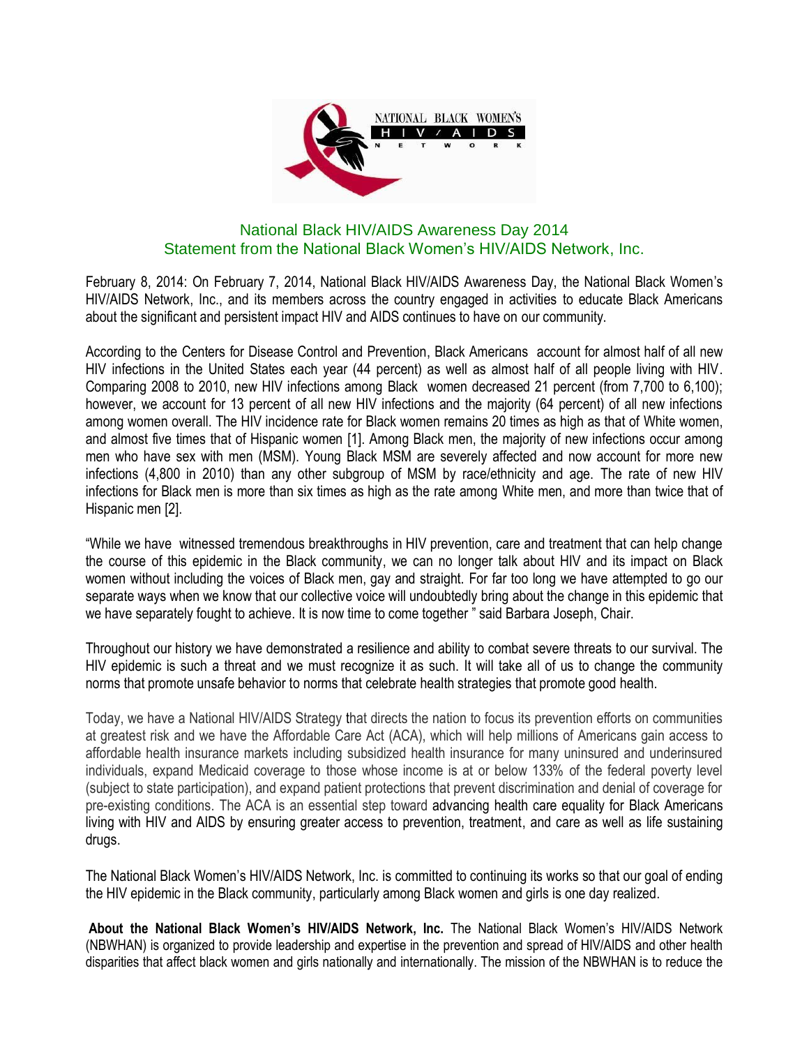NATIONAL BLACK WOMEN'S HIV/AIDS NETWORK

## National Black HIV/AIDS Awareness Day 2014
## Statement from the National Black Women's HIV/AIDS Network, Inc.

February 8, 2014: On February 7, 2014, National Black HIV/AIDS Awareness Day, the National Black Women's HIV/AIDS Network, Inc., and its members across the country engaged in activities to educate Black Americans about the significant and persistent impact HIV and AIDS continues to have on our community.

According to the Centers for Disease Control and Prevention, Black Americans account for almost half of all new HIV infections in the United States each year (44 percent) as well as almost half of all people living with HIV. Comparing 2008 to 2010, new HIV infections among Black women decreased 21 percent (from 7,700 to 6,100); however, we account for 13 percent of all new HIV infections and the majority (64 percent) of all new infections among women overall. The HIV incidence rate for Black women remains 20 times as high as that of White women, and almost five times that of Hispanic women [1]. Among Black men, the majority of new infections occur among men who have sex with men (MSM). Young Black MSM are severely affected and now account for more new infections (4,800 in 2010) than any other subgroup of MSM by race/ethnicity and age. The rate of new HIV infections for Black men is more than six times as high as the rate among White men, and more than twice that of Hispanic men [2].

"While we have witnessed tremendous breakthroughs in HIV prevention, care and treatment that can help change the course of this epidemic in the Black community, we can no longer talk about HIV and its impact on Black women without including the voices of Black men, gay and straight. For far too long we have attempted to go our separate ways when we know that our collective voice will undoubtedly bring about the change in this epidemic that we have separately fought to achieve. It is now time to come together " said Barbara Joseph, Chair.

Throughout our history we have demonstrated a resilience and ability to combat severe threats to our survival. The HIV epidemic is such a threat and we must recognize it as such. It will take all of us to change the community norms that promote unsafe behavior to norms that celebrate health strategies that promote good health.

Today, we have a National HIV/AIDS Strategy that directs the nation to focus its prevention efforts on communities at greatest risk and we have the Affordable Care Act (ACA), which will help millions of Americans gain access to affordable health insurance markets including subsidized health insurance for many uninsured and underinsured individuals, expand Medicaid coverage to those whose income is at or below 133% of the federal poverty level (subject to state participation), and expand patient protections that prevent discrimination and denial of coverage for pre-existing conditions. The ACA is an essential step toward advancing health care equality for Black Americans living with HIV and AIDS by ensuring greater access to prevention, treatment, and care as well as life sustaining drugs.

The National Black Women's HIV/AIDS Network, Inc. is committed to continuing its works so that our goal of ending the HIV epidemic in the Black community, particularly among Black women and girls is one day realized.

**About the National Black Women's HIV/AIDS Network, Inc.** The National Black Women's HIV/AIDS Network (NBWHAN) is organized to provide leadership and expertise in the prevention and spread of HIV/AIDS and other health disparities that affect black women and girls nationally and internationally. The mission of the NBWHAN is to reduce the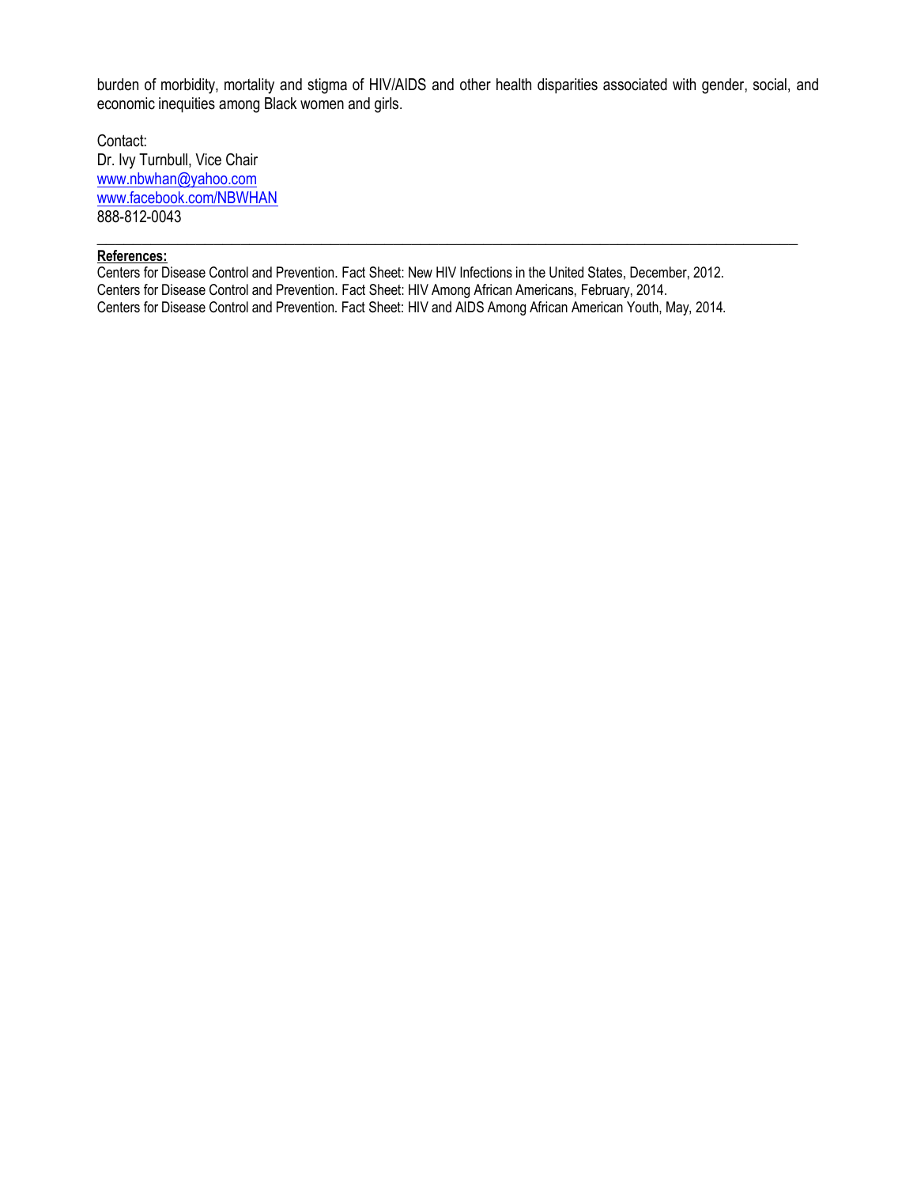burden of morbidity, mortality and stigma of HIV/AIDS and other health disparities associated with gender, social, and economic inequities among Black women and girls.

Contact:
Dr. Ivy Turnbull, Vice Chair
www.nbwhan@yahoo.com
www.facebook.com/NBWHAN
888-812-0043

---

**References:**

Centers for Disease Control and Prevention. Fact Sheet: New HIV Infections in the United States, December, 2012.
Centers for Disease Control and Prevention. Fact Sheet: HIV Among African Americans, February, 2014.
Centers for Disease Control and Prevention. Fact Sheet: HIV and AIDS Among African American Youth, May, 2014.